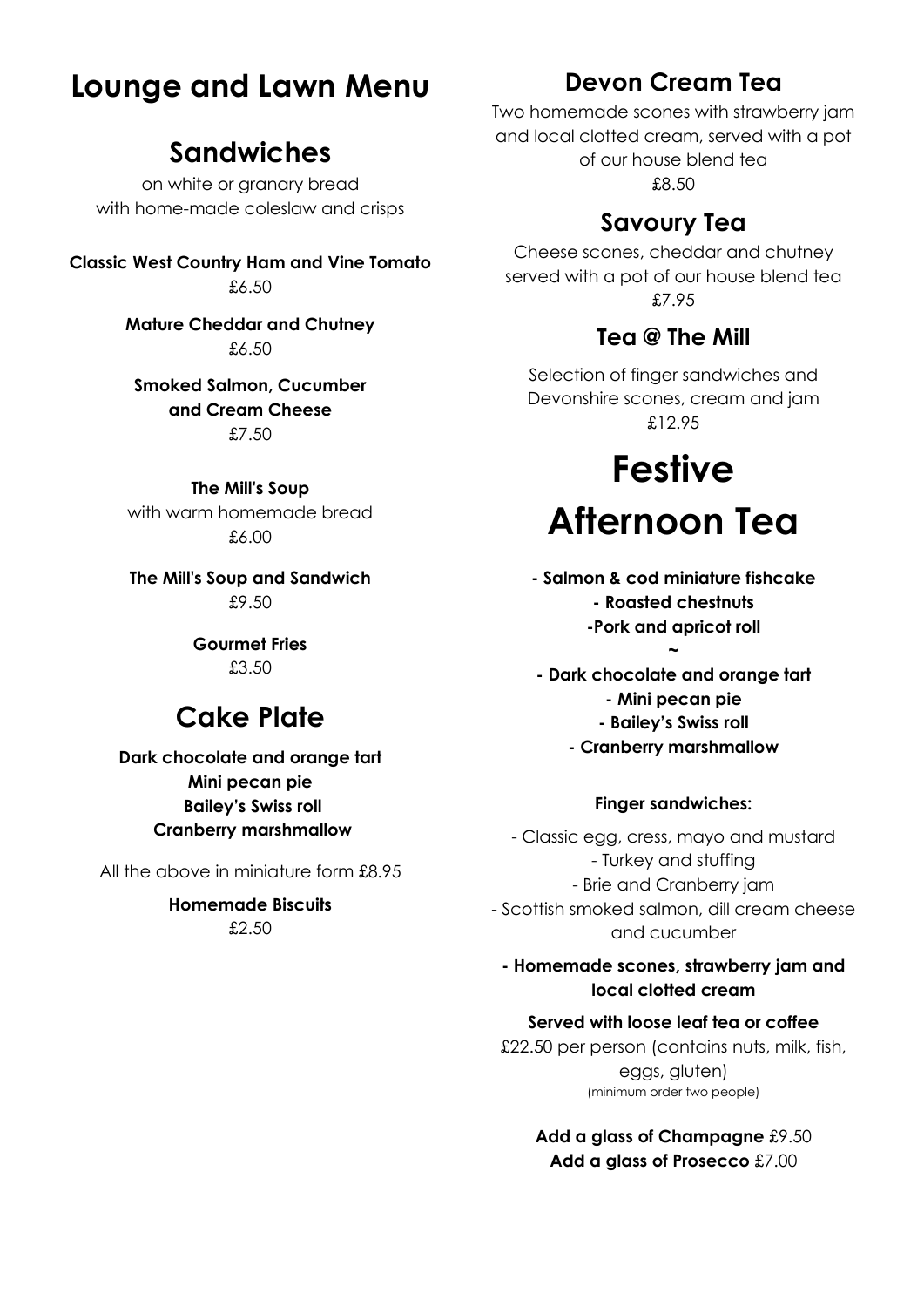# Lounge and Lawn Menu

## Sandwiches

on white or granary bread
with home-made coleslaw and crisps

**Classic West Country Ham and Vine Tomato**
£6.50

**Mature Cheddar and Chutney**
£6.50

**Smoked Salmon, Cucumber and Cream Cheese**
£7.50

**The Mill's Soup**
with warm homemade bread
£6.00

**The Mill's Soup and Sandwich**
£9.50

**Gourmet Fries**
£3.50

## Cake Plate

**Dark chocolate and orange tart**
**Mini pecan pie**
**Bailey's Swiss roll**
**Cranberry marshmallow**

All the above in miniature form £8.95

**Homemade Biscuits**
£2.50

## Devon Cream Tea

Two homemade scones with strawberry jam and local clotted cream, served with a pot of our house blend tea
£8.50

## Savoury Tea

Cheese scones, cheddar and chutney served with a pot of our house blend tea
£7.95

## Tea @ The Mill

Selection of finger sandwiches and Devonshire scones, cream and jam
£12.95

# Festive Afternoon Tea

**- Salmon & cod miniature fishcake**
**- Roasted chestnuts**
**-Pork and apricot roll**

**~**

**- Dark chocolate and orange tart**
**- Mini pecan pie**
**- Bailey's Swiss roll**
**- Cranberry marshmallow**

**Finger sandwiches:**

- Classic egg, cress, mayo and mustard
- Turkey and stuffing
- Brie and Cranberry jam
- Scottish smoked salmon, dill cream cheese and cucumber

**- Homemade scones, strawberry jam and local clotted cream**

**Served with loose leaf tea or coffee**
£22.50 per person (contains nuts, milk, fish, eggs, gluten)
(minimum order two people)

**Add a glass of Champagne** £9.50
**Add a glass of Prosecco** £7.00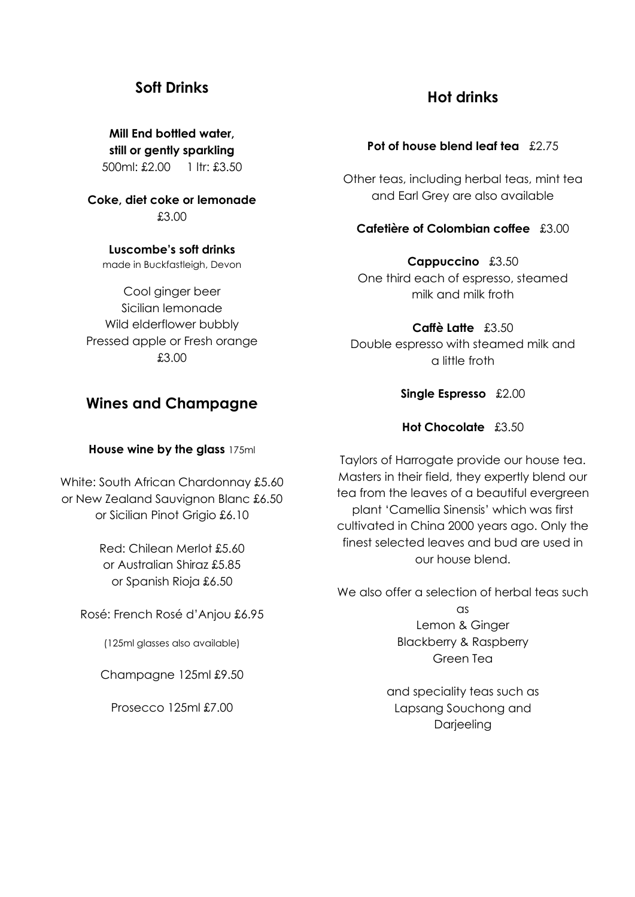## Soft Drinks

**Mill End bottled water, still or gently sparkling**
500ml: £2.00 1 ltr: £3.50

**Coke, diet coke or lemonade**
£3.00

**Luscombe's soft drinks**
made in Buckfastleigh, Devon

Cool ginger beer
Sicilian lemonade
Wild elderflower bubbly
Pressed apple or Fresh orange
£3.00

## Wines and Champagne

**House wine by the glass** 175ml

White: South African Chardonnay £5.60
or New Zealand Sauvignon Blanc £6.50
or Sicilian Pinot Grigio £6.10

Red: Chilean Merlot £5.60
or Australian Shiraz £5.85
or Spanish Rioja £6.50

Rosé: French Rosé d'Anjou £6.95

(125ml glasses also available)

Champagne 125ml £9.50

Prosecco 125ml £7.00

## Hot drinks

**Pot of house blend leaf tea** £2.75

Other teas, including herbal teas, mint tea and Earl Grey are also available

**Cafetière of Colombian coffee** £3.00

**Cappuccino** £3.50
One third each of espresso, steamed milk and milk froth

**Caffè Latte** £3.50
Double espresso with steamed milk and a little froth

**Single Espresso** £2.00

**Hot Chocolate** £3.50

Taylors of Harrogate provide our house tea. Masters in their field, they expertly blend our tea from the leaves of a beautiful evergreen plant 'Camellia Sinensis' which was first cultivated in China 2000 years ago. Only the finest selected leaves and bud are used in our house blend.

We also offer a selection of herbal teas such as
Lemon & Ginger
Blackberry & Raspberry
Green Tea

and speciality teas such as
Lapsang Souchong and
Darjeeling